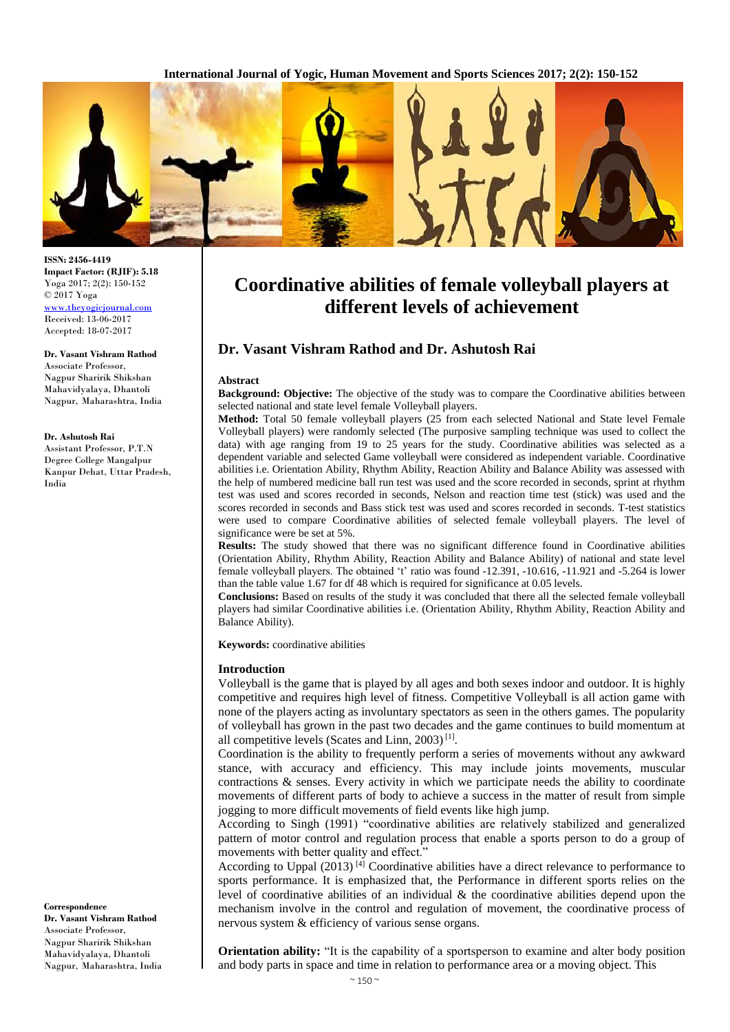ISSN: 2456-4419
Impact Factor: (RJIF): 5.18
Yoga 2017; 2(2): 150-152
© 2017 Yoga
www.theyogicjournal.com
Received: 13-06-2017
Accepted: 18-07-2017

**Dr. Vasant Vishram Rathod**
Associate Professor,
Nagpur Sharirik Shikshan
Mahavidyalaya, Dhantoli
Nagpur, Maharashtra, India

**Dr. Ashutosh Rai**
Assistant Professor, P.T.N
Degree College Mangalpur
Kanpur Dehat, Uttar Pradesh,
India

**Correspondence**
**Dr. Vasant Vishram Rathod**
Associate Professor,
Nagpur Sharirik Shikshan
Mahavidyalaya, Dhantoli
Nagpur, Maharashtra, India

# Coordinative abilities of female volleyball players at different levels of achievement

## Dr. Vasant Vishram Rathod and Dr. Ashutosh Rai

### Abstract

**Background: Objective:** The objective of the study was to compare the Coordinative abilities between selected national and state level female Volleyball players.

**Method:** Total 50 female volleyball players (25 from each selected National and State level Female Volleyball players) were randomly selected (The purposive sampling technique was used to collect the data) with age ranging from 19 to 25 years for the study. Coordinative abilities was selected as a dependent variable and selected Game volleyball were considered as independent variable. Coordinative abilities i.e. Orientation Ability, Rhythm Ability, Reaction Ability and Balance Ability was assessed with the help of numbered medicine ball run test was used and the score recorded in seconds, sprint at rhythm test was used and scores recorded in seconds, Nelson and reaction time test (stick) was used and the scores recorded in seconds and Bass stick test was used and scores recorded in seconds. T-test statistics were used to compare Coordinative abilities of selected female volleyball players. The level of significance were be set at 5%.

**Results:** The study showed that there was no significant difference found in Coordinative abilities (Orientation Ability, Rhythm Ability, Reaction Ability and Balance Ability) of national and state level female volleyball players. The obtained 't' ratio was found -12.391, -10.616, -11.921 and -5.264 is lower than the table value 1.67 for df 48 which is required for significance at 0.05 levels.

**Conclusions:** Based on results of the study it was concluded that there all the selected female volleyball players had similar Coordinative abilities i.e. (Orientation Ability, Rhythm Ability, Reaction Ability and Balance Ability).

**Keywords:** coordinative abilities

### Introduction

Volleyball is the game that is played by all ages and both sexes indoor and outdoor. It is highly competitive and requires high level of fitness. Competitive Volleyball is all action game with none of the players acting as involuntary spectators as seen in the others games. The popularity of volleyball has grown in the past two decades and the game continues to build momentum at all competitive levels (Scates and Linn, 2003) [1].

Coordination is the ability to frequently perform a series of movements without any awkward stance, with accuracy and efficiency. This may include joints movements, muscular contractions & senses. Every activity in which we participate needs the ability to coordinate movements of different parts of body to achieve a success in the matter of result from simple jogging to more difficult movements of field events like high jump.

According to Singh (1991) "coordinative abilities are relatively stabilized and generalized pattern of motor control and regulation process that enable a sports person to do a group of movements with better quality and effect."

According to Uppal (2013) [4] Coordinative abilities have a direct relevance to performance to sports performance. It is emphasized that, the Performance in different sports relies on the level of coordinative abilities of an individual & the coordinative abilities depend upon the mechanism involve in the control and regulation of movement, the coordinative process of nervous system & efficiency of various sense organs.

**Orientation ability:** "It is the capability of a sportsperson to examine and alter body position and body parts in space and time in relation to performance area or a moving object. This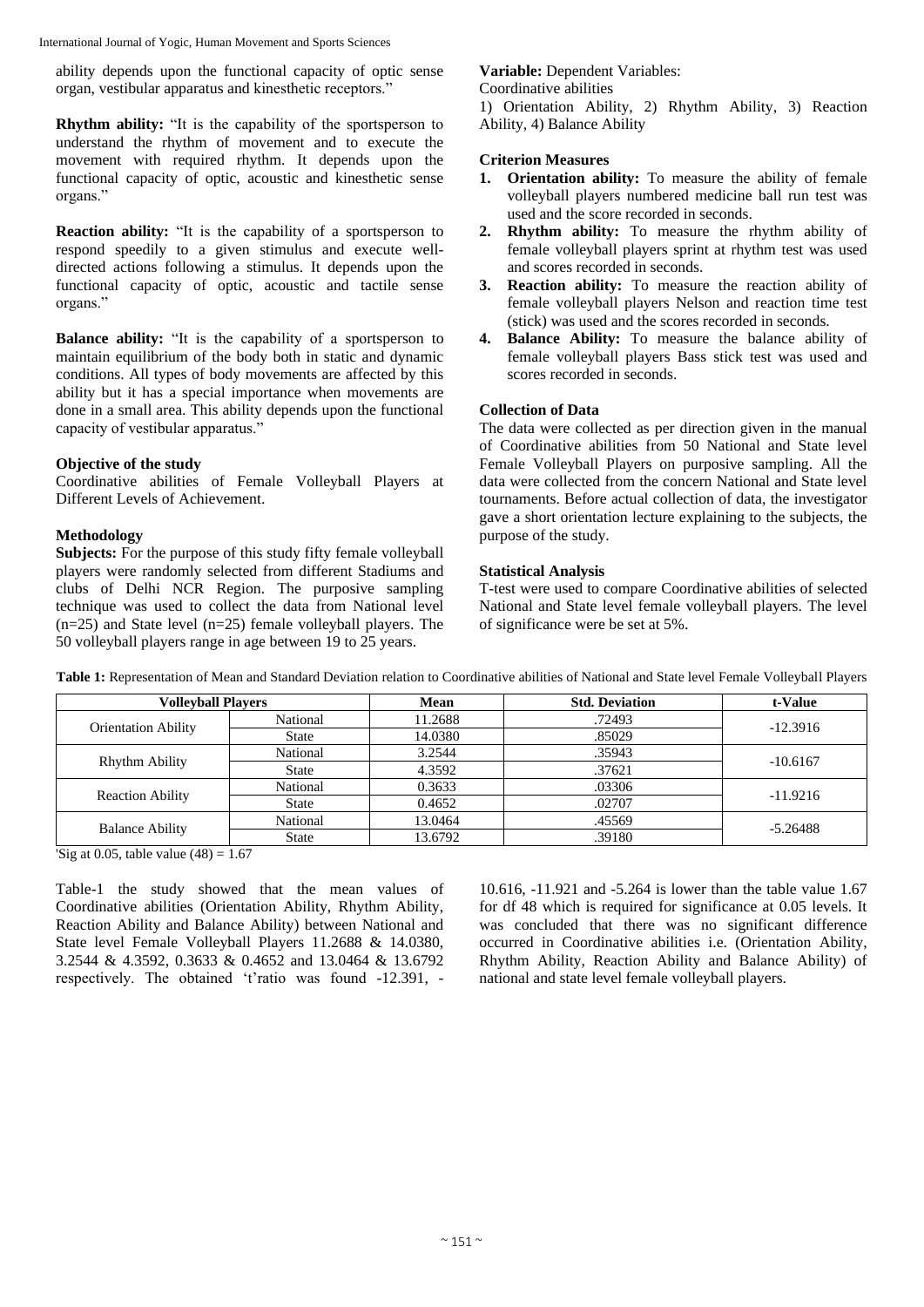ability depends upon the functional capacity of optic sense organ, vestibular apparatus and kinesthetic receptors."

**Rhythm ability:** "It is the capability of the sportsperson to understand the rhythm of movement and to execute the movement with required rhythm. It depends upon the functional capacity of optic, acoustic and kinesthetic sense organs."

**Reaction ability:** "It is the capability of a sportsperson to respond speedily to a given stimulus and execute well-directed actions following a stimulus. It depends upon the functional capacity of optic, acoustic and tactile sense organs."

**Balance ability:** "It is the capability of a sportsperson to maintain equilibrium of the body both in static and dynamic conditions. All types of body movements are affected by this ability but it has a special importance when movements are done in a small area. This ability depends upon the functional capacity of vestibular apparatus."

### Objective of the study

Coordinative abilities of Female Volleyball Players at Different Levels of Achievement.

### Methodology

**Subjects:** For the purpose of this study fifty female volleyball players were randomly selected from different Stadiums and clubs of Delhi NCR Region. The purposive sampling technique was used to collect the data from National level (n=25) and State level (n=25) female volleyball players. The 50 volleyball players range in age between 19 to 25 years.

**Variable:** Dependent Variables:
Coordinative abilities
1) Orientation Ability, 2) Rhythm Ability, 3) Reaction Ability, 4) Balance Ability

### Criterion Measures

1. **Orientation ability:** To measure the ability of female volleyball players numbered medicine ball run test was used and the score recorded in seconds.
2. **Rhythm ability:** To measure the rhythm ability of female volleyball players sprint at rhythm test was used and scores recorded in seconds.
3. **Reaction ability:** To measure the reaction ability of female volleyball players Nelson and reaction time test (stick) was used and the scores recorded in seconds.
4. **Balance Ability:** To measure the balance ability of female volleyball players Bass stick test was used and scores recorded in seconds.

### Collection of Data

The data were collected as per direction given in the manual of Coordinative abilities from 50 National and State level Female Volleyball Players on purposive sampling. All the data were collected from the concern National and State level tournaments. Before actual collection of data, the investigator gave a short orientation lecture explaining to the subjects, the purpose of the study.

### Statistical Analysis

T-test were used to compare Coordinative abilities of selected National and State level female volleyball players. The level of significance were be set at 5%.

**Table 1:** Representation of Mean and Standard Deviation relation to Coordinative abilities of National and State level Female Volleyball Players

| Volleyball Players | | Mean | Std. Deviation | t-Value |
|---|---|---|---|---|
| Orientation Ability | National | 11.2688 | .72493 | -12.3916 |
| | State | 14.0380 | .85029 | |
| Rhythm Ability | National | 3.2544 | .35943 | -10.6167 |
| | State | 4.3592 | .37621 | |
| Reaction Ability | National | 0.3633 | .03306 | -11.9216 |
| | State | 0.4652 | .02707 | |
| Balance Ability | National | 13.0464 | .45569 | -5.26488 |
| | State | 13.6792 | .39180 | |

'Sig at 0.05, table value (48) = 1.67

Table-1 the study showed that the mean values of Coordinative abilities (Orientation Ability, Rhythm Ability, Reaction Ability and Balance Ability) between National and State level Female Volleyball Players 11.2688 & 14.0380, 3.2544 & 4.3592, 0.3633 & 0.4652 and 13.0464 & 13.6792 respectively. The obtained 't'ratio was found -12.391, -10.616, -11.921 and -5.264 is lower than the table value 1.67 for df 48 which is required for significance at 0.05 levels. It was concluded that there was no significant difference occurred in Coordinative abilities i.e. (Orientation Ability, Rhythm Ability, Reaction Ability and Balance Ability) of national and state level female volleyball players.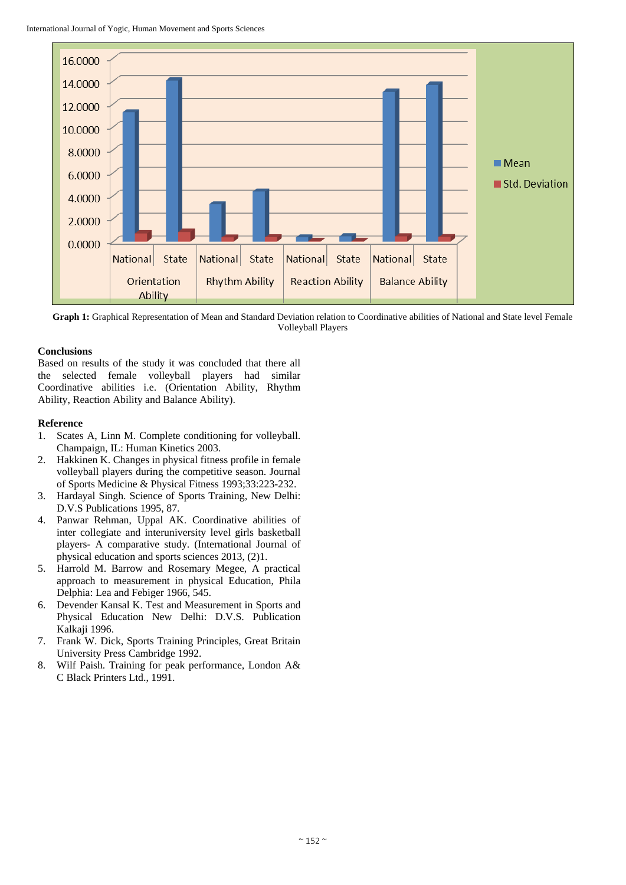16.0000
14.0000
12.0000
10.0000
8.0000
6.0000
4.0000
2.0000
0.0000

National State National State National State National State

Orientation Ability | Rhythm Ability | Reaction Ability | Balance Ability

Mean
Std. Deviation

**Graph 1:** Graphical Representation of Mean and Standard Deviation relation to Coordinative abilities of National and State level Female Volleyball Players

## Conclusions

Based on results of the study it was concluded that there all the selected female volleyball players had similar Coordinative abilities i.e. (Orientation Ability, Rhythm Ability, Reaction Ability and Balance Ability).

## Reference

1. Scates A, Linn M. Complete conditioning for volleyball. Champaign, IL: Human Kinetics 2003.
2. Hakkinen K. Changes in physical fitness profile in female volleyball players during the competitive season. Journal of Sports Medicine & Physical Fitness 1993;33:223-232.
3. Hardayal Singh. Science of Sports Training, New Delhi: D.V.S Publications 1995, 87.
4. Panwar Rehman, Uppal AK. Coordinative abilities of inter collegiate and interuniversity level girls basketball players- A comparative study. (International Journal of physical education and sports sciences 2013, (2)1.
5. Harrold M. Barrow and Rosemary Megee, A practical approach to measurement in physical Education, Phila Delphia: Lea and Febiger 1966, 545.
6. Devender Kansal K. Test and Measurement in Sports and Physical Education New Delhi: D.V.S. Publication Kalkaji 1996.
7. Frank W. Dick, Sports Training Principles, Great Britain University Press Cambridge 1992.
8. Wilf Paish. Training for peak performance, London A& C Black Printers Ltd., 1991.